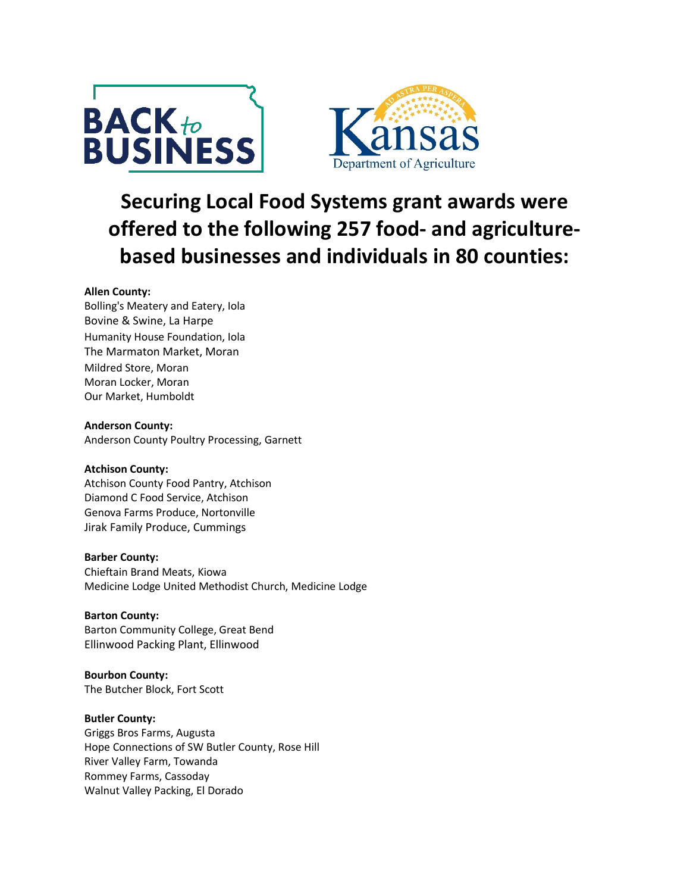# Securing Local Food Systems grant awards were offered to the following 257 food- and agriculture-based businesses and individuals in 80 counties:

**Allen County:**
Bolling's Meatery and Eatery, Iola
Bovine & Swine, La Harpe
Humanity House Foundation, Iola
The Marmaton Market, Moran
Mildred Store, Moran
Moran Locker, Moran
Our Market, Humboldt

**Anderson County:**
Anderson County Poultry Processing, Garnett

**Atchison County:**
Atchison County Food Pantry, Atchison
Diamond C Food Service, Atchison
Genova Farms Produce, Nortonville
Jirak Family Produce, Cummings

**Barber County:**
Chieftain Brand Meats, Kiowa
Medicine Lodge United Methodist Church, Medicine Lodge

**Barton County:**
Barton Community College, Great Bend
Ellinwood Packing Plant, Ellinwood

**Bourbon County:**
The Butcher Block, Fort Scott

**Butler County:**
Griggs Bros Farms, Augusta
Hope Connections of SW Butler County, Rose Hill
River Valley Farm, Towanda
Rommey Farms, Cassoday
Walnut Valley Packing, El Dorado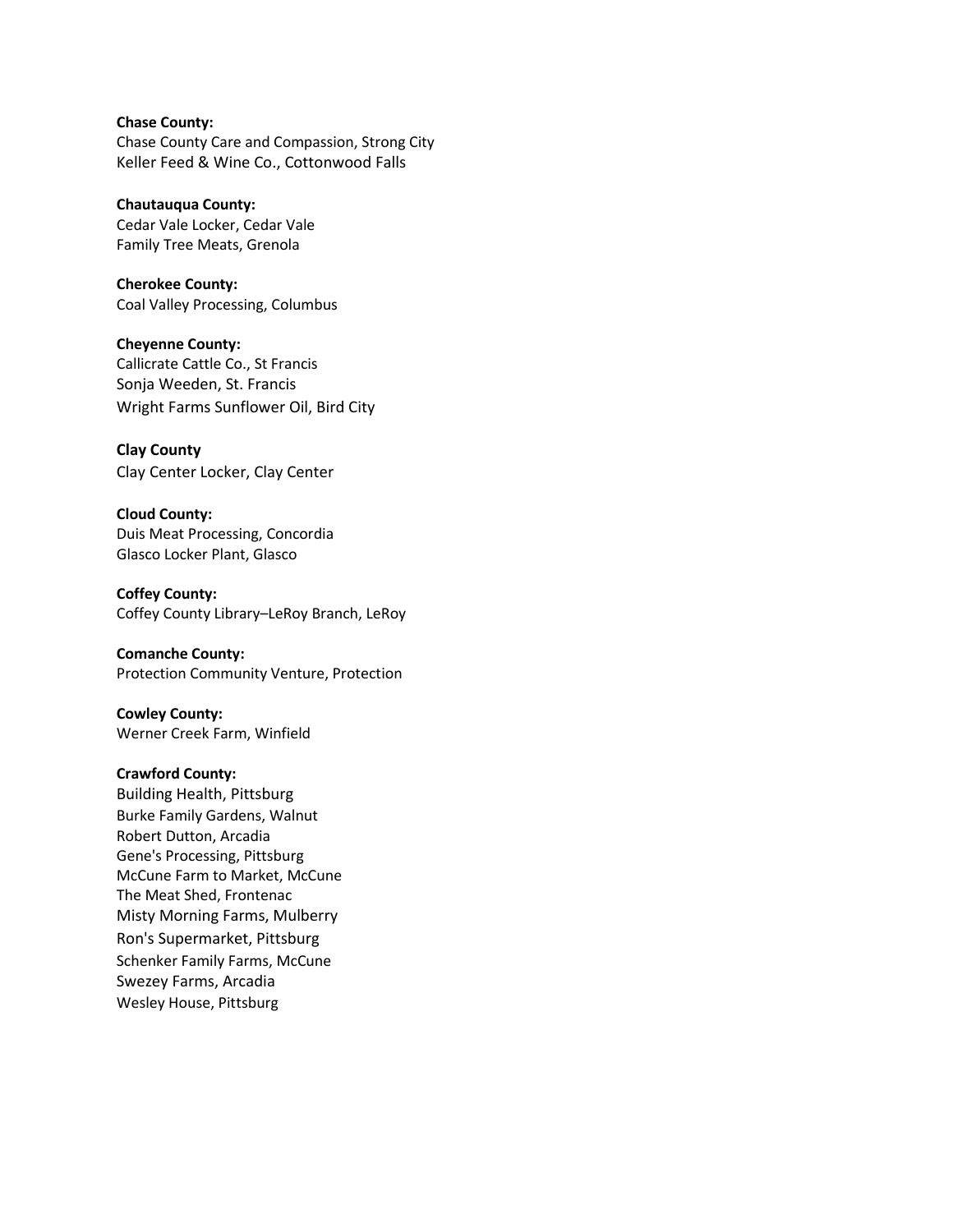**Chase County:**
Chase County Care and Compassion, Strong City
Keller Feed & Wine Co., Cottonwood Falls

**Chautauqua County:**
Cedar Vale Locker, Cedar Vale
Family Tree Meats, Grenola

**Cherokee County:**
Coal Valley Processing, Columbus

**Cheyenne County:**
Callicrate Cattle Co., St Francis
Sonja Weeden, St. Francis
Wright Farms Sunflower Oil, Bird City

**Clay County**
Clay Center Locker, Clay Center

**Cloud County:**
Duis Meat Processing, Concordia
Glasco Locker Plant, Glasco

**Coffey County:**
Coffey County Library–LeRoy Branch, LeRoy

**Comanche County:**
Protection Community Venture, Protection

**Cowley County:**
Werner Creek Farm, Winfield

**Crawford County:**
Building Health, Pittsburg
Burke Family Gardens, Walnut
Robert Dutton, Arcadia
Gene's Processing, Pittsburg
McCune Farm to Market, McCune
The Meat Shed, Frontenac
Misty Morning Farms, Mulberry
Ron's Supermarket, Pittsburg
Schenker Family Farms, McCune
Swezey Farms, Arcadia
Wesley House, Pittsburg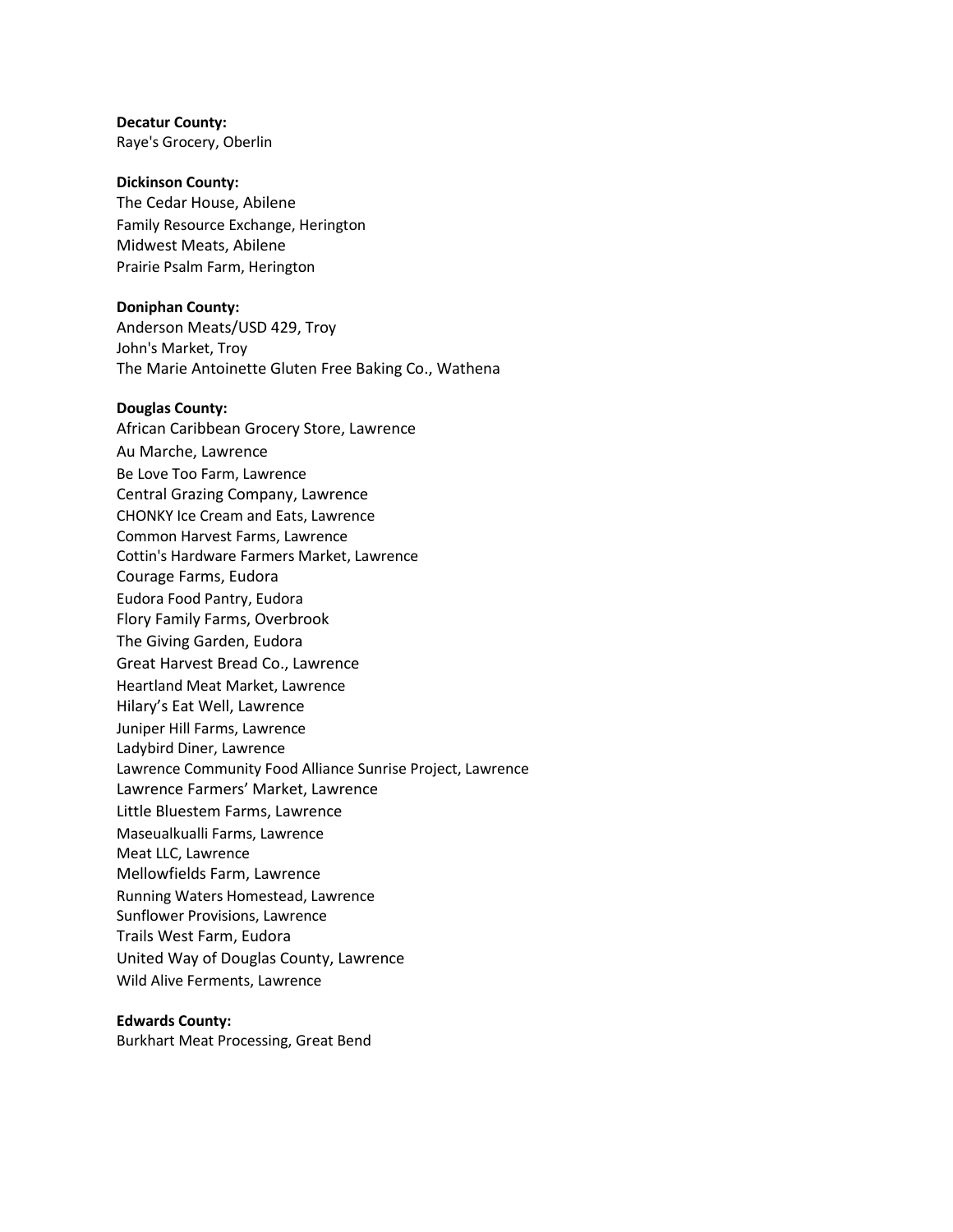**Decatur County:**
Raye's Grocery, Oberlin

**Dickinson County:**
The Cedar House, Abilene
Family Resource Exchange, Herington
Midwest Meats, Abilene
Prairie Psalm Farm, Herington

**Doniphan County:**
Anderson Meats/USD 429, Troy
John's Market, Troy
The Marie Antoinette Gluten Free Baking Co., Wathena

**Douglas County:**
African Caribbean Grocery Store, Lawrence
Au Marche, Lawrence
Be Love Too Farm, Lawrence
Central Grazing Company, Lawrence
CHONKY Ice Cream and Eats, Lawrence
Common Harvest Farms, Lawrence
Cottin's Hardware Farmers Market, Lawrence
Courage Farms, Eudora
Eudora Food Pantry, Eudora
Flory Family Farms, Overbrook
The Giving Garden, Eudora
Great Harvest Bread Co., Lawrence
Heartland Meat Market, Lawrence
Hilary's Eat Well, Lawrence
Juniper Hill Farms, Lawrence
Ladybird Diner, Lawrence
Lawrence Community Food Alliance Sunrise Project, Lawrence
Lawrence Farmers' Market, Lawrence
Little Bluestem Farms, Lawrence
Maseualkualli Farms, Lawrence
Meat LLC, Lawrence
Mellowfields Farm, Lawrence
Running Waters Homestead, Lawrence
Sunflower Provisions, Lawrence
Trails West Farm, Eudora
United Way of Douglas County, Lawrence
Wild Alive Ferments, Lawrence

**Edwards County:**
Burkhart Meat Processing, Great Bend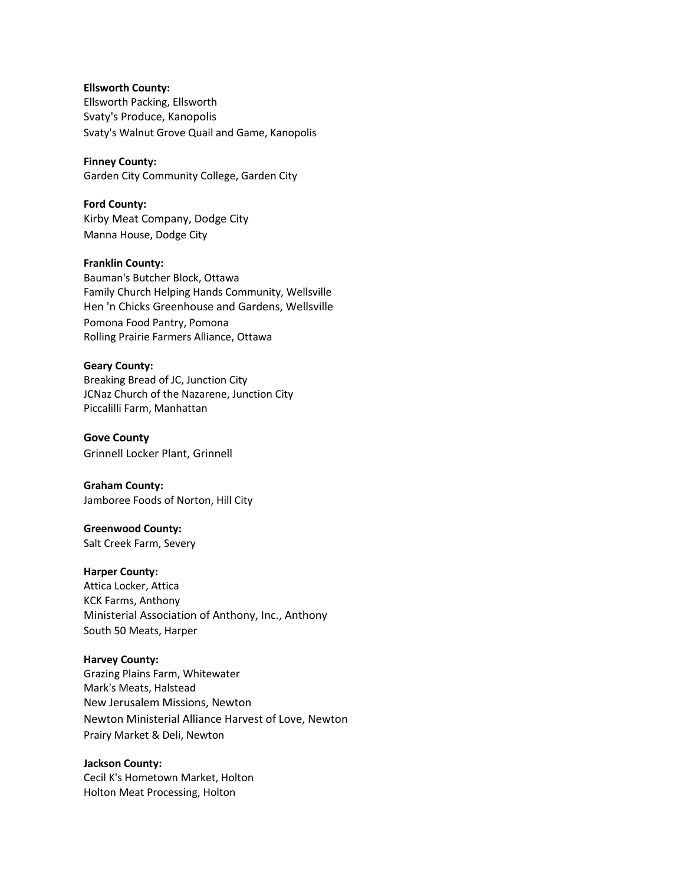**Ellsworth County:**
Ellsworth Packing, Ellsworth
Svaty's Produce, Kanopolis
Svaty's Walnut Grove Quail and Game, Kanopolis

**Finney County:**
Garden City Community College, Garden City

**Ford County:**
Kirby Meat Company, Dodge City
Manna House, Dodge City

**Franklin County:**
Bauman's Butcher Block, Ottawa
Family Church Helping Hands Community, Wellsville
Hen 'n Chicks Greenhouse and Gardens, Wellsville
Pomona Food Pantry, Pomona
Rolling Prairie Farmers Alliance, Ottawa

**Geary County:**
Breaking Bread of JC, Junction City
JCNaz Church of the Nazarene, Junction City
Piccalilli Farm, Manhattan

**Gove County**
Grinnell Locker Plant, Grinnell

**Graham County:**
Jamboree Foods of Norton, Hill City

**Greenwood County:**
Salt Creek Farm, Severy

**Harper County:**
Attica Locker, Attica
KCK Farms, Anthony
Ministerial Association of Anthony, Inc., Anthony
South 50 Meats, Harper

**Harvey County:**
Grazing Plains Farm, Whitewater
Mark's Meats, Halstead
New Jerusalem Missions, Newton
Newton Ministerial Alliance Harvest of Love, Newton
Prairy Market & Deli, Newton

**Jackson County:**
Cecil K's Hometown Market, Holton
Holton Meat Processing, Holton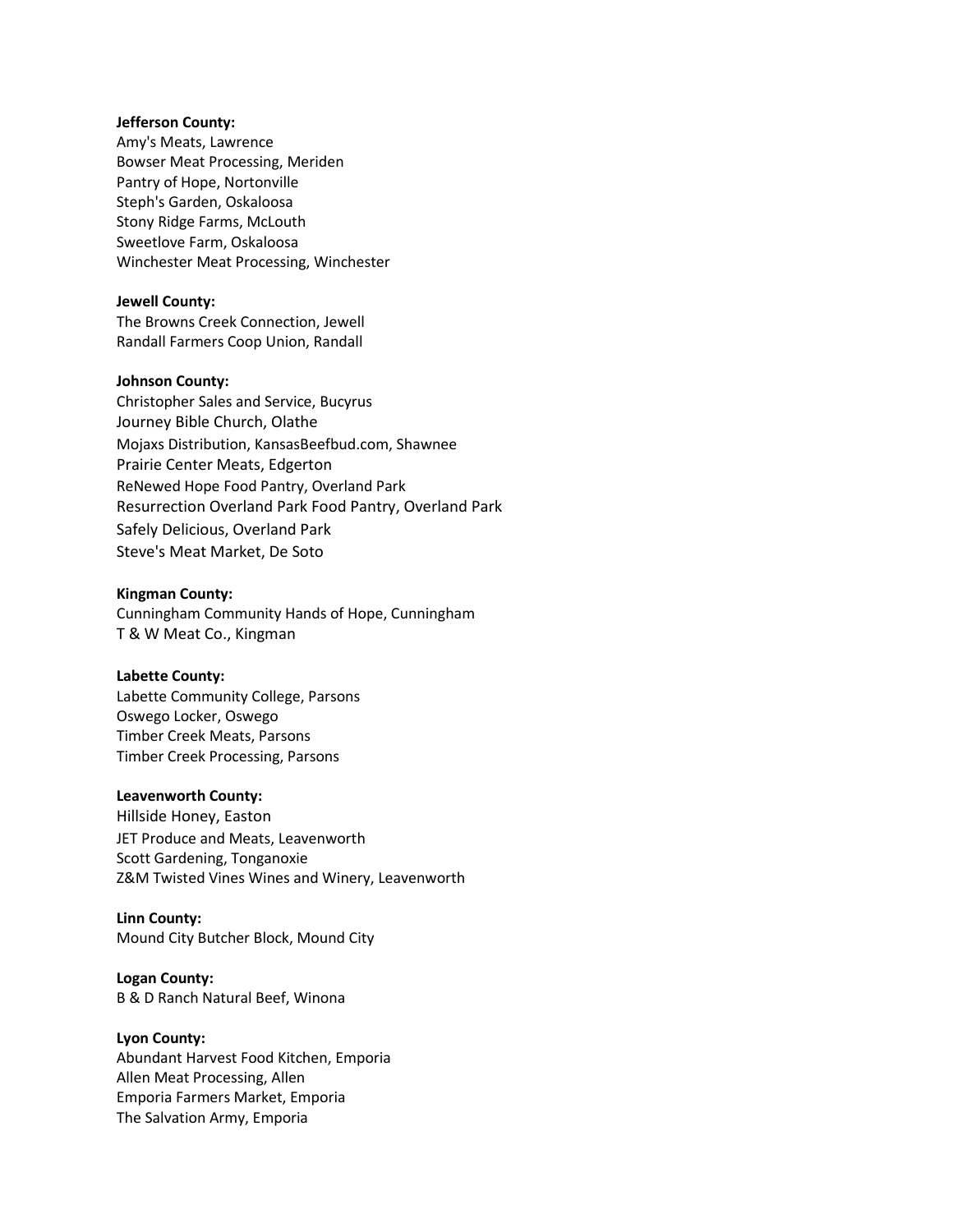**Jefferson County:**
Amy's Meats, Lawrence
Bowser Meat Processing, Meriden
Pantry of Hope, Nortonville
Steph's Garden, Oskaloosa
Stony Ridge Farms, McLouth
Sweetlove Farm, Oskaloosa
Winchester Meat Processing, Winchester

**Jewell County:**
The Browns Creek Connection, Jewell
Randall Farmers Coop Union, Randall

**Johnson County:**
Christopher Sales and Service, Bucyrus
Journey Bible Church, Olathe
Mojaxs Distribution, KansasBeefbud.com, Shawnee
Prairie Center Meats, Edgerton
ReNewed Hope Food Pantry, Overland Park
Resurrection Overland Park Food Pantry, Overland Park
Safely Delicious, Overland Park
Steve's Meat Market, De Soto

**Kingman County:**
Cunningham Community Hands of Hope, Cunningham
T & W Meat Co., Kingman

**Labette County:**
Labette Community College, Parsons
Oswego Locker, Oswego
Timber Creek Meats, Parsons
Timber Creek Processing, Parsons

**Leavenworth County:**
Hillside Honey, Easton
JET Produce and Meats, Leavenworth
Scott Gardening, Tonganoxie
Z&M Twisted Vines Wines and Winery, Leavenworth

**Linn County:**
Mound City Butcher Block, Mound City

**Logan County:**
B & D Ranch Natural Beef, Winona

**Lyon County:**
Abundant Harvest Food Kitchen, Emporia
Allen Meat Processing, Allen
Emporia Farmers Market, Emporia
The Salvation Army, Emporia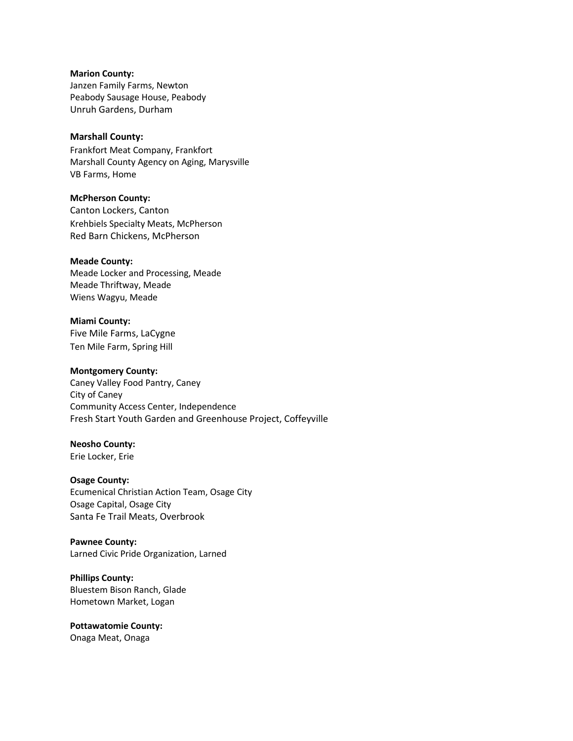**Marion County:**
Janzen Family Farms, Newton
Peabody Sausage House, Peabody
Unruh Gardens, Durham

**Marshall County:**
Frankfort Meat Company, Frankfort
Marshall County Agency on Aging, Marysville
VB Farms, Home

**McPherson County:**
Canton Lockers, Canton
Krehbiels Specialty Meats, McPherson
Red Barn Chickens, McPherson

**Meade County:**
Meade Locker and Processing, Meade
Meade Thriftway, Meade
Wiens Wagyu, Meade

**Miami County:**
Five Mile Farms, LaCygne
Ten Mile Farm, Spring Hill

**Montgomery County:**
Caney Valley Food Pantry, Caney
City of Caney
Community Access Center, Independence
Fresh Start Youth Garden and Greenhouse Project, Coffeyville

**Neosho County:**
Erie Locker, Erie

**Osage County:**
Ecumenical Christian Action Team, Osage City
Osage Capital, Osage City
Santa Fe Trail Meats, Overbrook

**Pawnee County:**
Larned Civic Pride Organization, Larned

**Phillips County:**
Bluestem Bison Ranch, Glade
Hometown Market, Logan

**Pottawatomie County:**
Onaga Meat, Onaga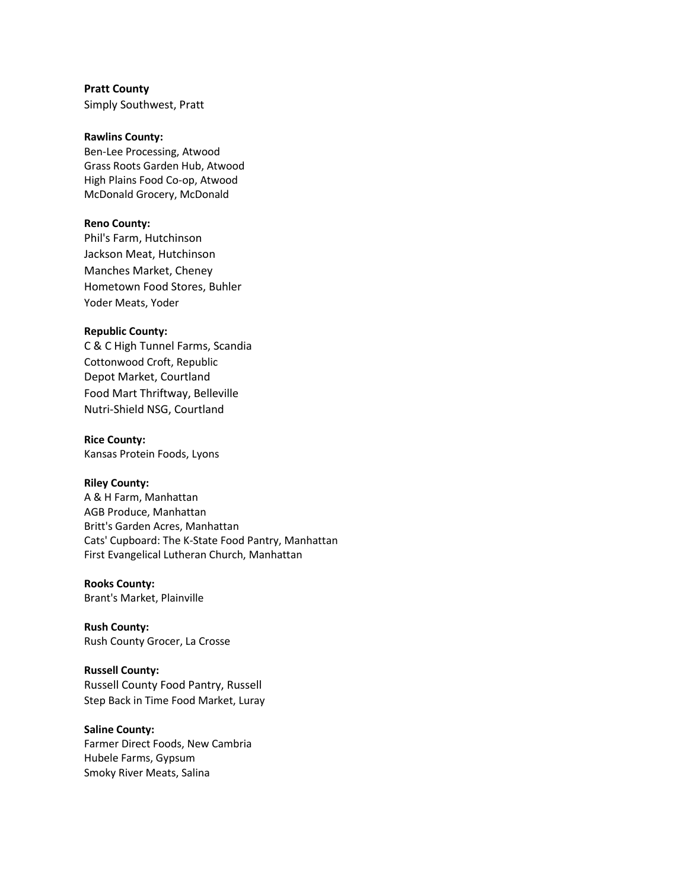**Pratt County**
Simply Southwest, Pratt

**Rawlins County:**
Ben-Lee Processing, Atwood
Grass Roots Garden Hub, Atwood
High Plains Food Co-op, Atwood
McDonald Grocery, McDonald

**Reno County:**
Phil's Farm, Hutchinson
Jackson Meat, Hutchinson
Manches Market, Cheney
Hometown Food Stores, Buhler
Yoder Meats, Yoder

**Republic County:**
C & C High Tunnel Farms, Scandia
Cottonwood Croft, Republic
Depot Market, Courtland
Food Mart Thriftway, Belleville
Nutri-Shield NSG, Courtland

**Rice County:**
Kansas Protein Foods, Lyons

**Riley County:**
A & H Farm, Manhattan
AGB Produce, Manhattan
Britt's Garden Acres, Manhattan
Cats' Cupboard: The K-State Food Pantry, Manhattan
First Evangelical Lutheran Church, Manhattan

**Rooks County:**
Brant's Market, Plainville

**Rush County:**
Rush County Grocer, La Crosse

**Russell County:**
Russell County Food Pantry, Russell
Step Back in Time Food Market, Luray

**Saline County:**
Farmer Direct Foods, New Cambria
Hubele Farms, Gypsum
Smoky River Meats, Salina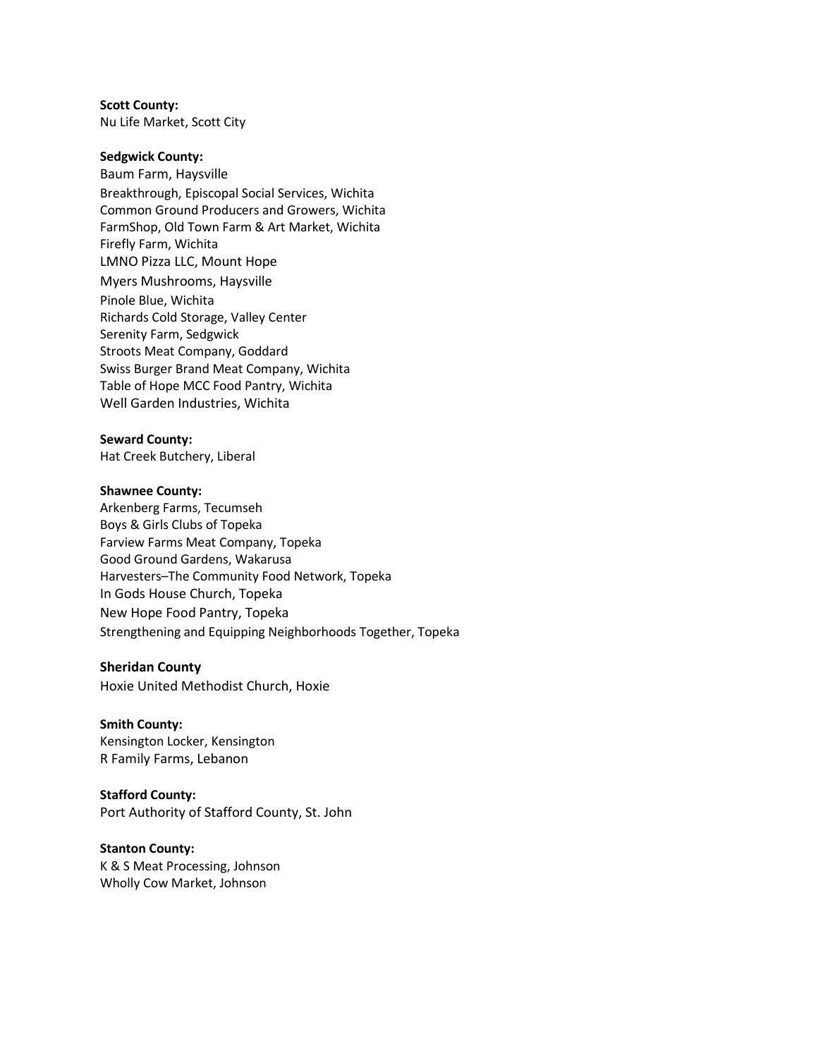**Scott County:**
Nu Life Market, Scott City

**Sedgwick County:**
Baum Farm, Haysville
Breakthrough, Episcopal Social Services, Wichita
Common Ground Producers and Growers, Wichita
FarmShop, Old Town Farm & Art Market, Wichita
Firefly Farm, Wichita
LMNO Pizza LLC, Mount Hope
Myers Mushrooms, Haysville
Pinole Blue, Wichita
Richards Cold Storage, Valley Center
Serenity Farm, Sedgwick
Stroots Meat Company, Goddard
Swiss Burger Brand Meat Company, Wichita
Table of Hope MCC Food Pantry, Wichita
Well Garden Industries, Wichita

**Seward County:**
Hat Creek Butchery, Liberal

**Shawnee County:**
Arkenberg Farms, Tecumseh
Boys & Girls Clubs of Topeka
Farview Farms Meat Company, Topeka
Good Ground Gardens, Wakarusa
Harvesters–The Community Food Network, Topeka
In Gods House Church, Topeka
New Hope Food Pantry, Topeka
Strengthening and Equipping Neighborhoods Together, Topeka

**Sheridan County**
Hoxie United Methodist Church, Hoxie

**Smith County:**
Kensington Locker, Kensington
R Family Farms, Lebanon

**Stafford County:**
Port Authority of Stafford County, St. John

**Stanton County:**
K & S Meat Processing, Johnson
Wholly Cow Market, Johnson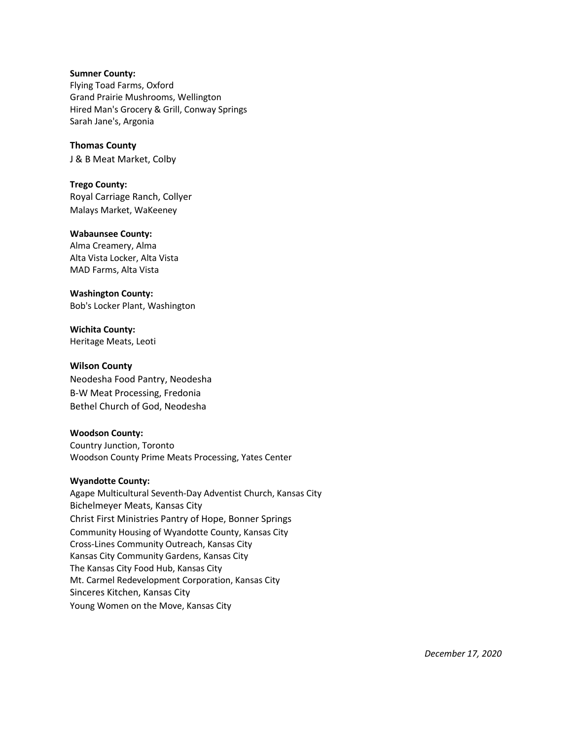**Sumner County:**
Flying Toad Farms, Oxford
Grand Prairie Mushrooms, Wellington
Hired Man's Grocery & Grill, Conway Springs
Sarah Jane's, Argonia

**Thomas County**
J & B Meat Market, Colby

**Trego County:**
Royal Carriage Ranch, Collyer
Malays Market, WaKeeney

**Wabaunsee County:**
Alma Creamery, Alma
Alta Vista Locker, Alta Vista
MAD Farms, Alta Vista

**Washington County:**
Bob's Locker Plant, Washington

**Wichita County:**
Heritage Meats, Leoti

**Wilson County**
Neodesha Food Pantry, Neodesha
B-W Meat Processing, Fredonia
Bethel Church of God, Neodesha

**Woodson County:**
Country Junction, Toronto
Woodson County Prime Meats Processing, Yates Center

**Wyandotte County:**
Agape Multicultural Seventh-Day Adventist Church, Kansas City
Bichelmeyer Meats, Kansas City
Christ First Ministries Pantry of Hope, Bonner Springs
Community Housing of Wyandotte County, Kansas City
Cross-Lines Community Outreach, Kansas City
Kansas City Community Gardens, Kansas City
The Kansas City Food Hub, Kansas City
Mt. Carmel Redevelopment Corporation, Kansas City
Sinceres Kitchen, Kansas City
Young Women on the Move, Kansas City

*December 17, 2020*